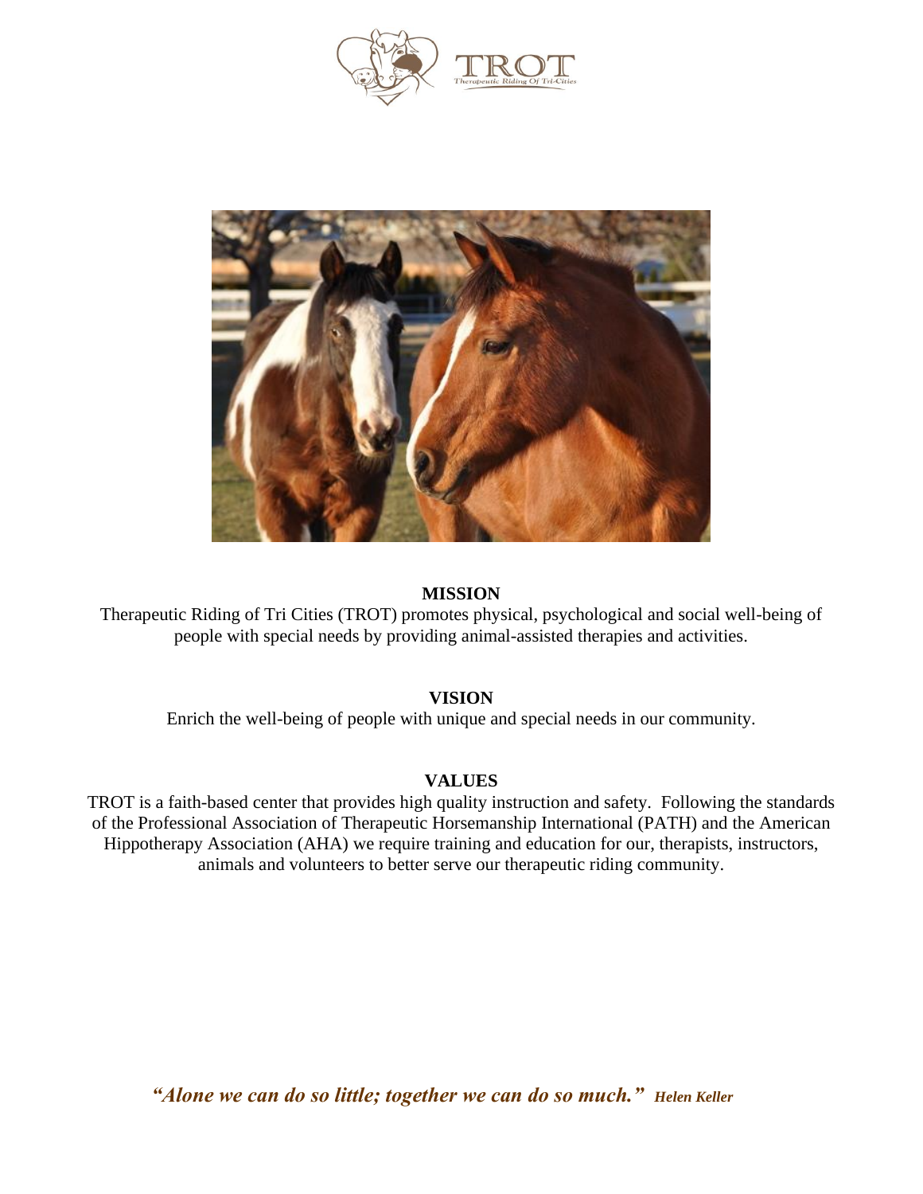TROT

Therapeutic Riding Of Tri-Cities

## MISSION

Therapeutic Riding of Tri Cities (TROT) promotes physical, psychological and social well-being of people with special needs by providing animal-assisted therapies and activities.

## VISION

Enrich the well-being of people with unique and special needs in our community.

## VALUES

TROT is a faith-based center that provides high quality instruction and safety. Following the standards of the Professional Association of Therapeutic Horsemanship International (PATH) and the American Hippotherapy Association (AHA) we require training and education for our, therapists, instructors, animals and volunteers to better serve our therapeutic riding community.

***"Alone we can do so little; together we can do so much."*** ***Helen Keller***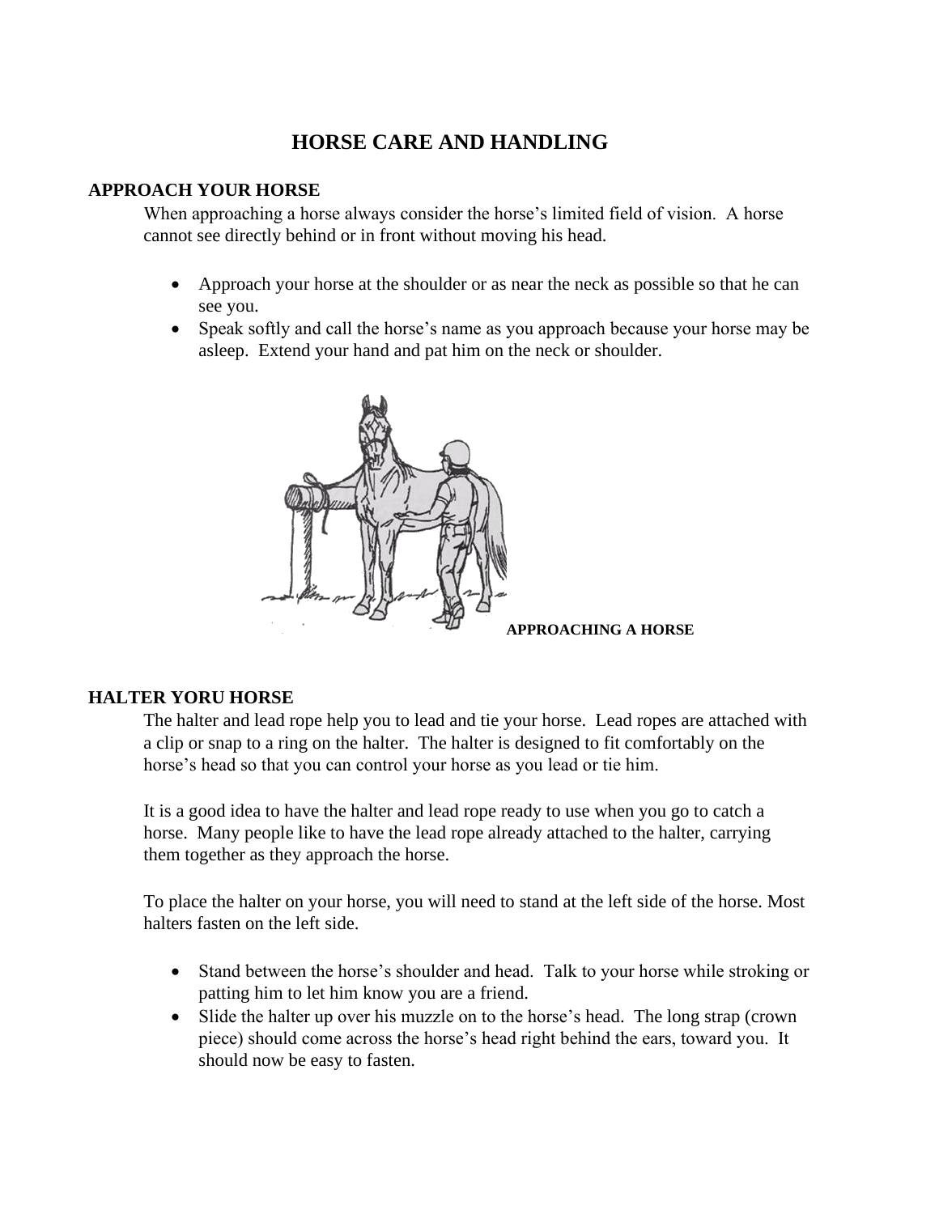# HORSE CARE AND HANDLING

## APPROACH YOUR HORSE

When approaching a horse always consider the horse's limited field of vision. A horse cannot see directly behind or in front without moving his head.

- Approach your horse at the shoulder or as near the neck as possible so that he can see you.
- Speak softly and call the horse's name as you approach because your horse may be asleep. Extend your hand and pat him on the neck or shoulder.

**APPROACHING A HORSE**

## HALTER YORU HORSE

The halter and lead rope help you to lead and tie your horse. Lead ropes are attached with a clip or snap to a ring on the halter. The halter is designed to fit comfortably on the horse's head so that you can control your horse as you lead or tie him.

It is a good idea to have the halter and lead rope ready to use when you go to catch a horse. Many people like to have the lead rope already attached to the halter, carrying them together as they approach the horse.

To place the halter on your horse, you will need to stand at the left side of the horse. Most halters fasten on the left side.

- Stand between the horse's shoulder and head. Talk to your horse while stroking or patting him to let him know you are a friend.
- Slide the halter up over his muzzle on to the horse's head. The long strap (crown piece) should come across the horse's head right behind the ears, toward you. It should now be easy to fasten.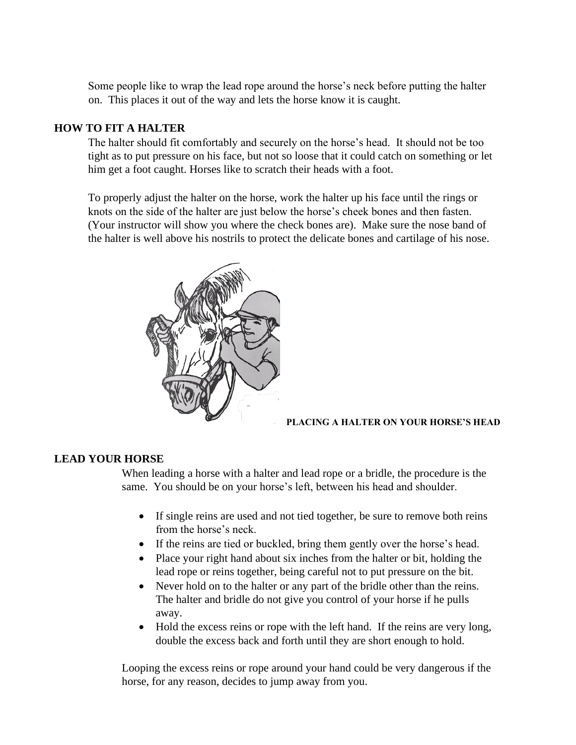Some people like to wrap the lead rope around the horse's neck before putting the halter on. This places it out of the way and lets the horse know it is caught.

## HOW TO FIT A HALTER

The halter should fit comfortably and securely on the horse's head. It should not be too tight as to put pressure on his face, but not so loose that it could catch on something or let him get a foot caught. Horses like to scratch their heads with a foot.

To properly adjust the halter on the horse, work the halter up his face until the rings or knots on the side of the halter are just below the horse's cheek bones and then fasten. (Your instructor will show you where the check bones are). Make sure the nose band of the halter is well above his nostrils to protect the delicate bones and cartilage of his nose.

**PLACING A HALTER ON YOUR HORSE'S HEAD**

## LEAD YOUR HORSE

When leading a horse with a halter and lead rope or a bridle, the procedure is the same. You should be on your horse's left, between his head and shoulder.

- If single reins are used and not tied together, be sure to remove both reins from the horse's neck.
- If the reins are tied or buckled, bring them gently over the horse's head.
- Place your right hand about six inches from the halter or bit, holding the lead rope or reins together, being careful not to put pressure on the bit.
- Never hold on to the halter or any part of the bridle other than the reins. The halter and bridle do not give you control of your horse if he pulls away.
- Hold the excess reins or rope with the left hand. If the reins are very long, double the excess back and forth until they are short enough to hold.

Looping the excess reins or rope around your hand could be very dangerous if the horse, for any reason, decides to jump away from you.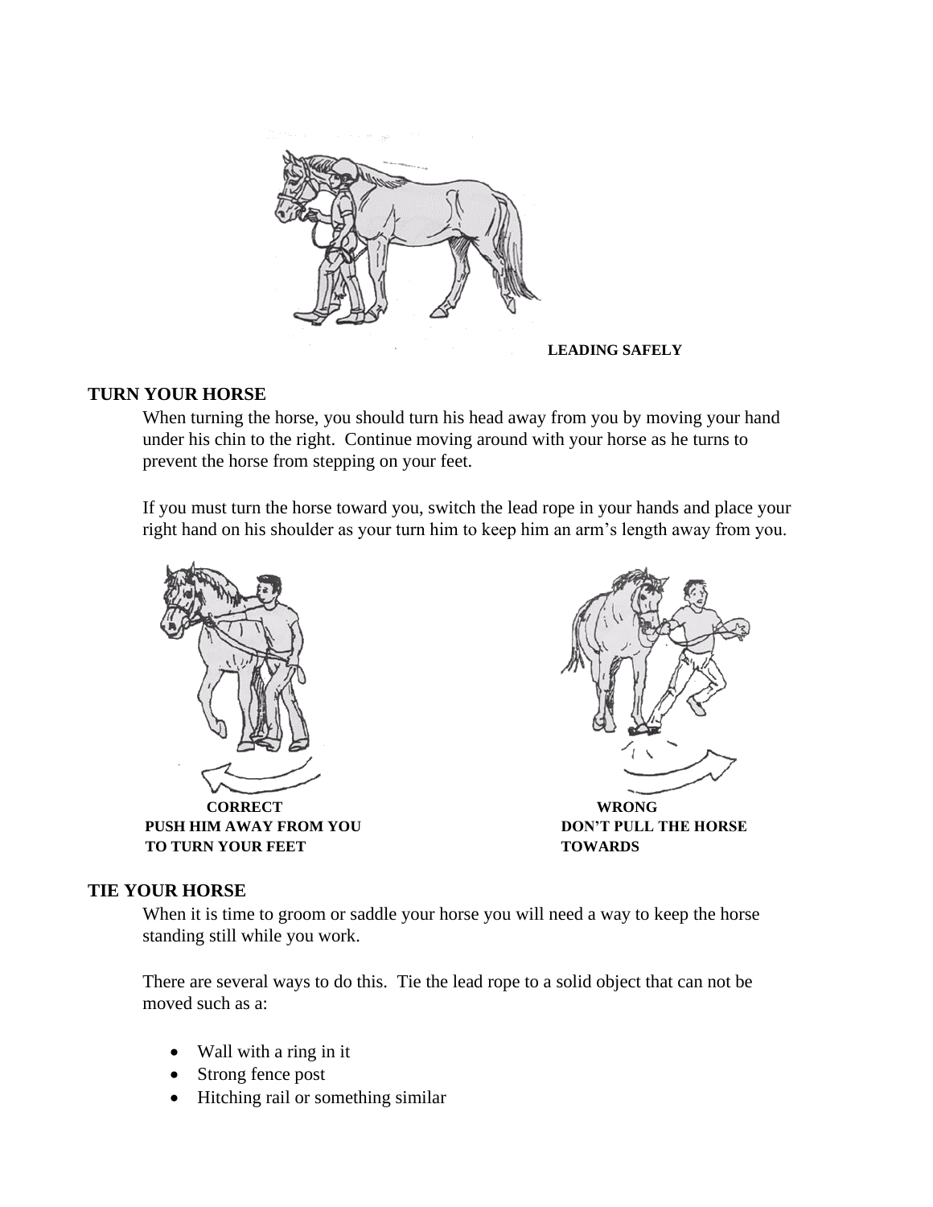**LEADING SAFELY**

## TURN YOUR HORSE

When turning the horse, you should turn his head away from you by moving your hand under his chin to the right. Continue moving around with your horse as he turns to prevent the horse from stepping on your feet.

If you must turn the horse toward you, switch the lead rope in your hands and place your right hand on his shoulder as your turn him to keep him an arm's length away from you.

**CORRECT**
**PUSH HIM AWAY FROM YOU TO TURN YOUR FEET**

**WRONG**
**DON'T PULL THE HORSE TOWARDS**

## TIE YOUR HORSE

When it is time to groom or saddle your horse you will need a way to keep the horse standing still while you work.

There are several ways to do this. Tie the lead rope to a solid object that can not be moved such as a:

- Wall with a ring in it
- Strong fence post
- Hitching rail or something similar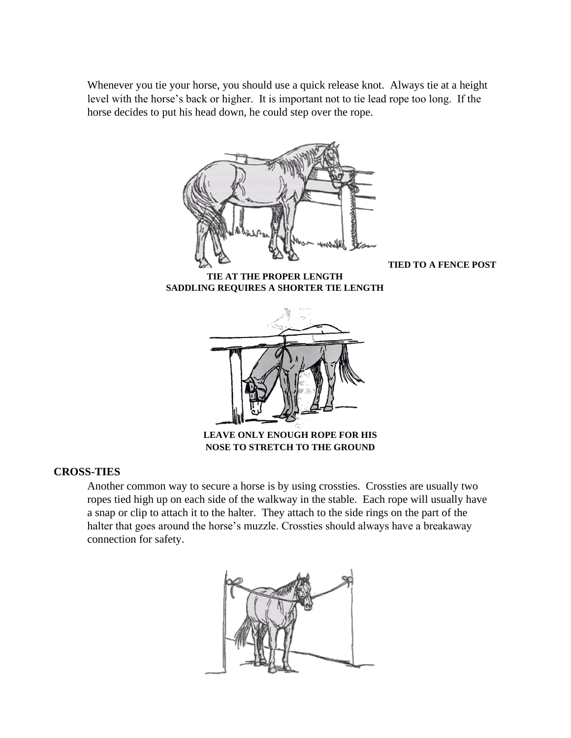Whenever you tie your horse, you should use a quick release knot. Always tie at a height level with the horse's back or higher. It is important not to tie lead rope too long. If the horse decides to put his head down, he could step over the rope.

**TIED TO A FENCE POST**

**TIE AT THE PROPER LENGTH**
**SADDLING REQUIRES A SHORTER TIE LENGTH**

**LEAVE ONLY ENOUGH ROPE FOR HIS NOSE TO STRETCH TO THE GROUND**

### CROSS-TIES

Another common way to secure a horse is by using crossties. Crossties are usually two ropes tied high up on each side of the walkway in the stable. Each rope will usually have a snap or clip to attach it to the halter. They attach to the side rings on the part of the halter that goes around the horse's muzzle. Crossties should always have a breakaway connection for safety.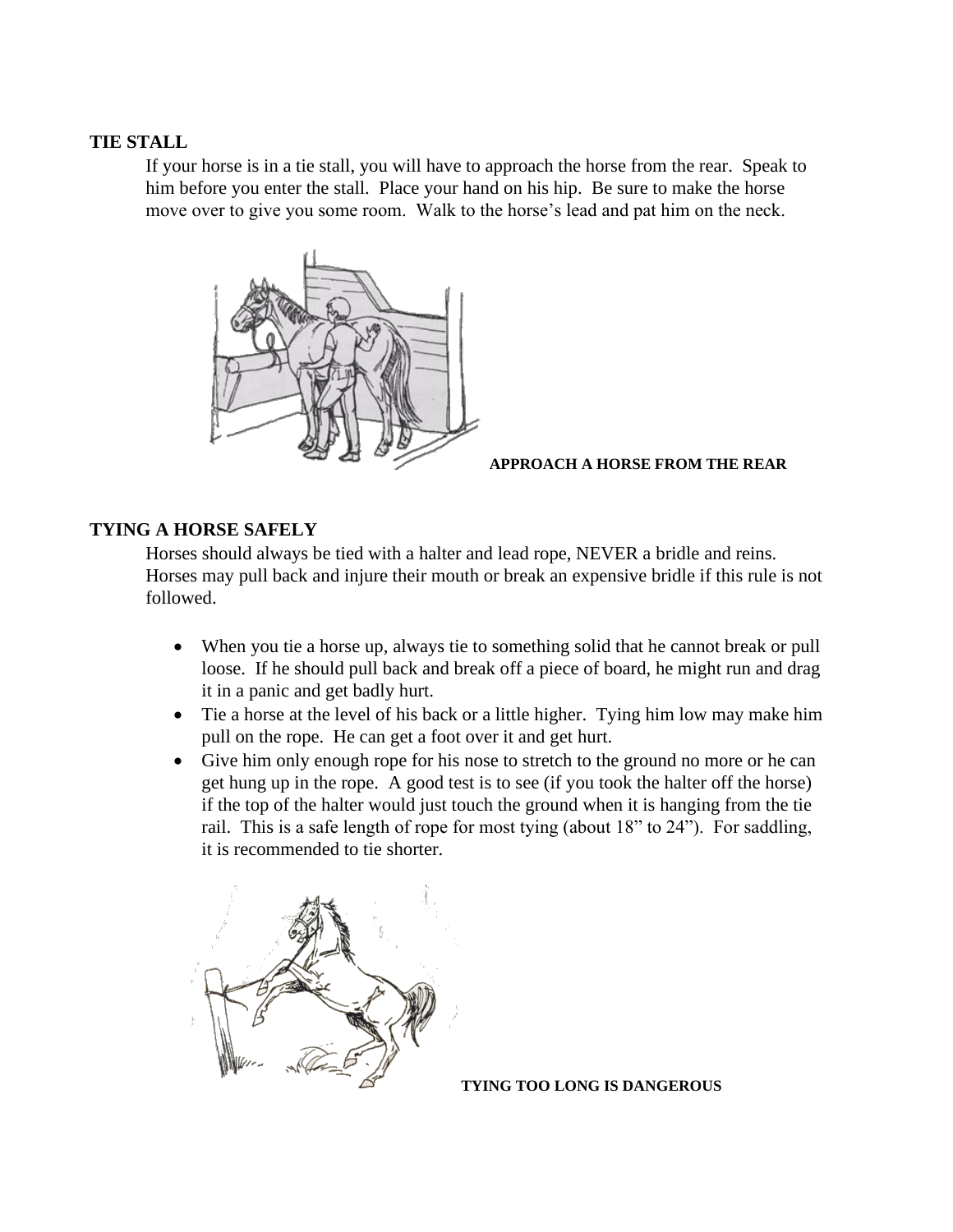## TIE STALL

If your horse is in a tie stall, you will have to approach the horse from the rear. Speak to him before you enter the stall. Place your hand on his hip. Be sure to make the horse move over to give you some room. Walk to the horse's lead and pat him on the neck.

**APPROACH A HORSE FROM THE REAR**

## TYING A HORSE SAFELY

Horses should always be tied with a halter and lead rope, NEVER a bridle and reins. Horses may pull back and injure their mouth or break an expensive bridle if this rule is not followed.

- When you tie a horse up, always tie to something solid that he cannot break or pull loose. If he should pull back and break off a piece of board, he might run and drag it in a panic and get badly hurt.
- Tie a horse at the level of his back or a little higher. Tying him low may make him pull on the rope. He can get a foot over it and get hurt.
- Give him only enough rope for his nose to stretch to the ground no more or he can get hung up in the rope. A good test is to see (if you took the halter off the horse) if the top of the halter would just touch the ground when it is hanging from the tie rail. This is a safe length of rope for most tying (about 18" to 24"). For saddling, it is recommended to tie shorter.

**TYING TOO LONG IS DANGEROUS**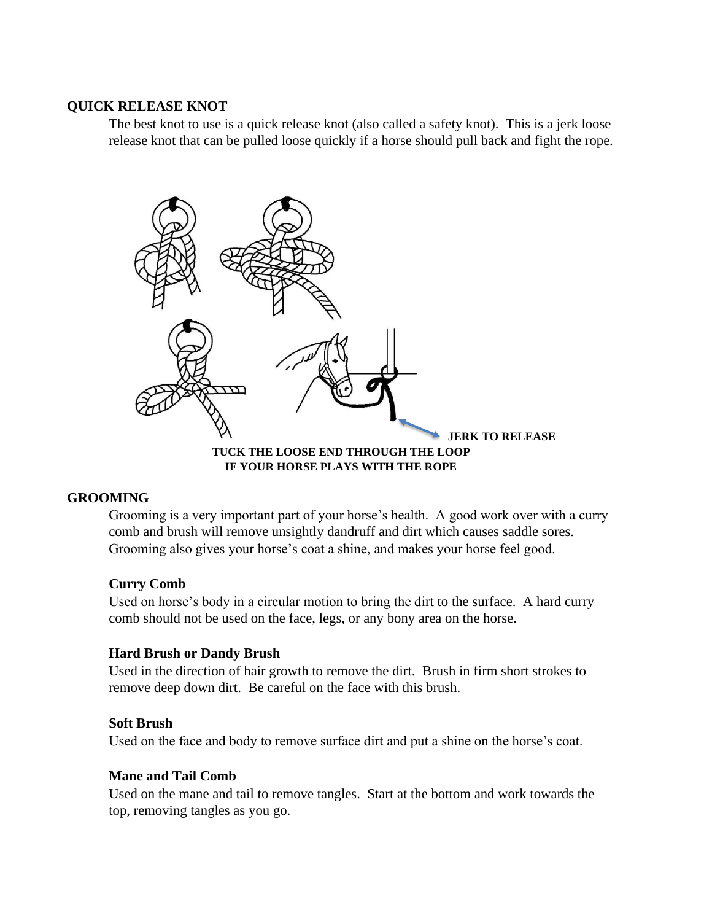## QUICK RELEASE KNOT

The best knot to use is a quick release knot (also called a safety knot). This is a jerk loose release knot that can be pulled loose quickly if a horse should pull back and fight the rope.

**JERK TO RELEASE**

**TUCK THE LOOSE END THROUGH THE LOOP IF YOUR HORSE PLAYS WITH THE ROPE**

## GROOMING

Grooming is a very important part of your horse's health. A good work over with a curry comb and brush will remove unsightly dandruff and dirt which causes saddle sores. Grooming also gives your horse's coat a shine, and makes your horse feel good.

### Curry Comb

Used on horse's body in a circular motion to bring the dirt to the surface. A hard curry comb should not be used on the face, legs, or any bony area on the horse.

### Hard Brush or Dandy Brush

Used in the direction of hair growth to remove the dirt. Brush in firm short strokes to remove deep down dirt. Be careful on the face with this brush.

### Soft Brush

Used on the face and body to remove surface dirt and put a shine on the horse's coat.

### Mane and Tail Comb

Used on the mane and tail to remove tangles. Start at the bottom and work towards the top, removing tangles as you go.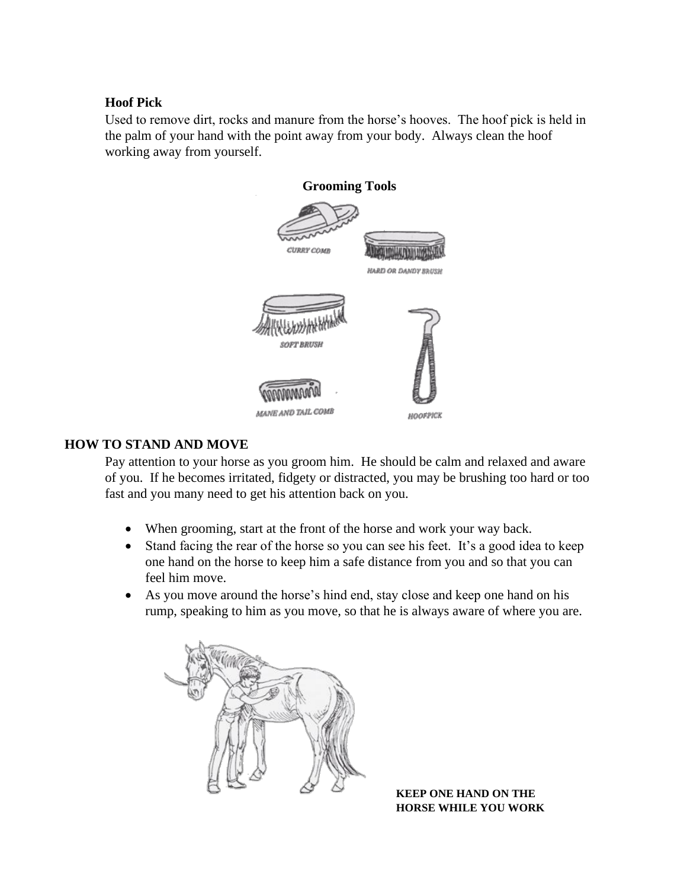### Hoof Pick

Used to remove dirt, rocks and manure from the horse's hooves. The hoof pick is held in the palm of your hand with the point away from your body. Always clean the hoof working away from yourself.

**Grooming Tools**

CURRY COMB

HARD OR DANDY BRUSH

SOFT BRUSH

MANE AND TAIL COMB

HOOFPICK

## HOW TO STAND AND MOVE

Pay attention to your horse as you groom him. He should be calm and relaxed and aware of you. If he becomes irritated, fidgety or distracted, you may be brushing too hard or too fast and you many need to get his attention back on you.

- When grooming, start at the front of the horse and work your way back.
- Stand facing the rear of the horse so you can see his feet. It's a good idea to keep one hand on the horse to keep him a safe distance from you and so that you can feel him move.
- As you move around the horse's hind end, stay close and keep one hand on his rump, speaking to him as you move, so that he is always aware of where you are.

**KEEP ONE HAND ON THE HORSE WHILE YOU WORK**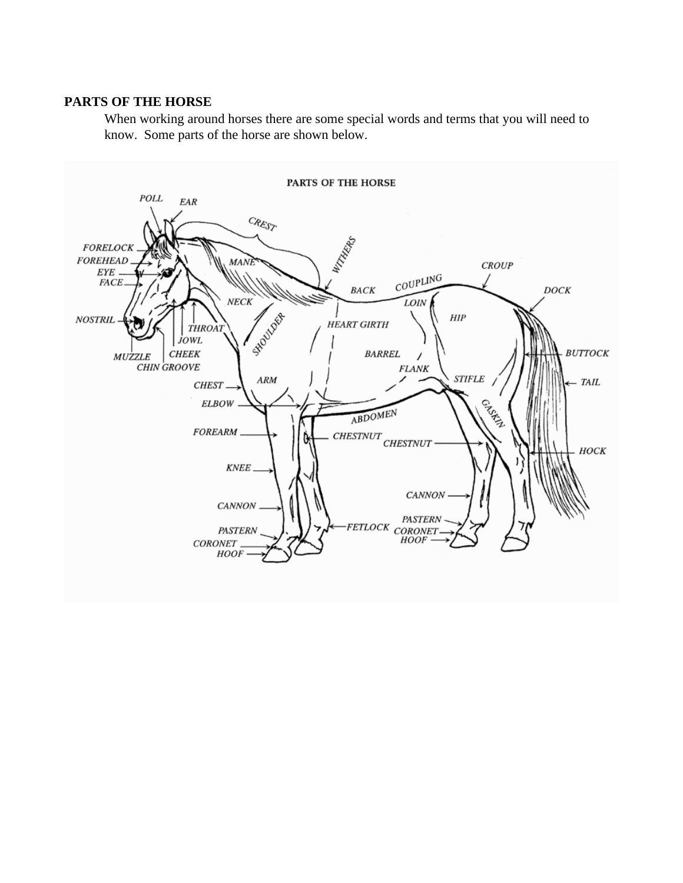**PARTS OF THE HORSE**

When working around horses there are some special words and terms that you will need to know. Some parts of the horse are shown below.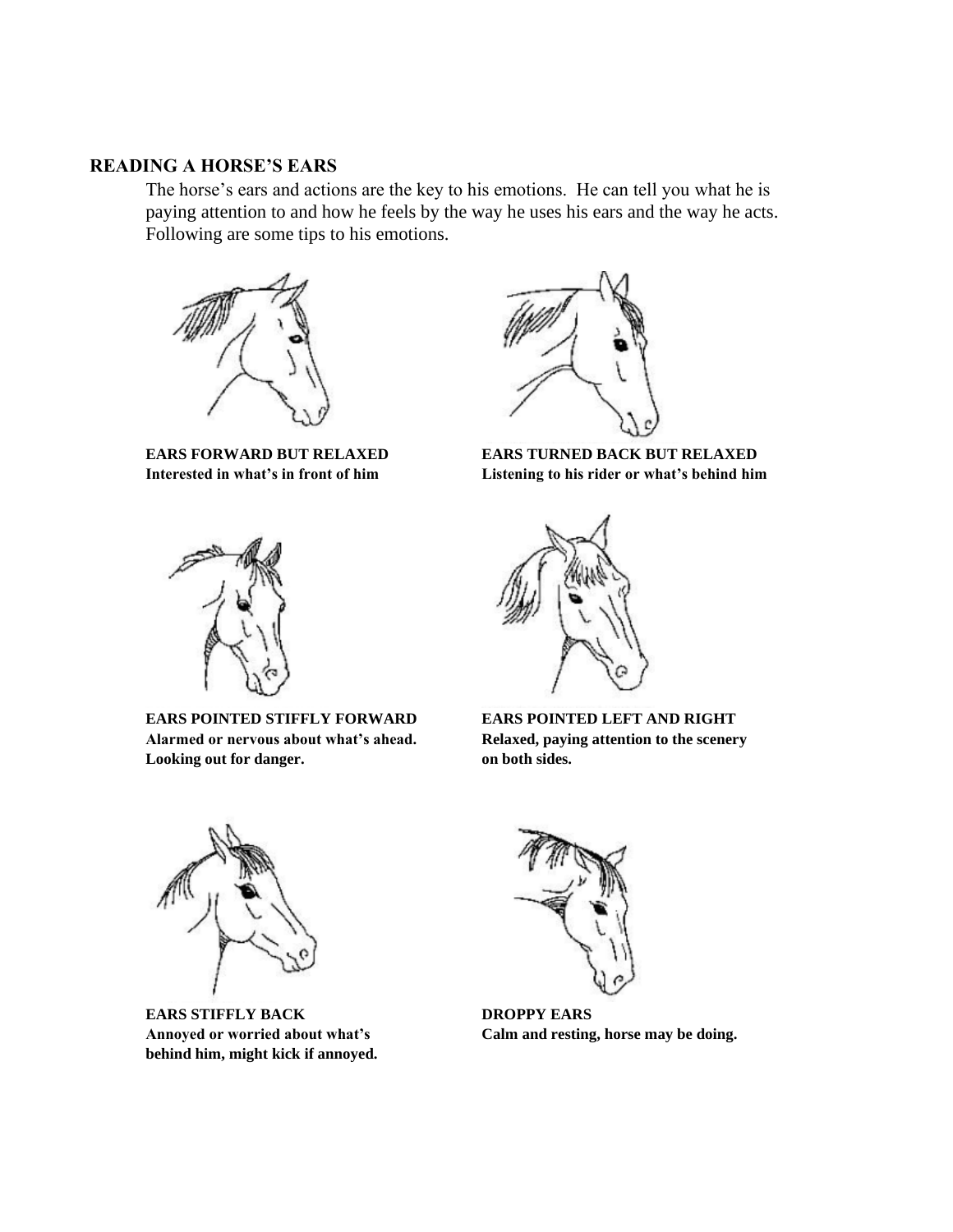## READING A HORSE'S EARS

The horse's ears and actions are the key to his emotions. He can tell you what he is paying attention to and how he feels by the way he uses his ears and the way he acts. Following are some tips to his emotions.

**EARS FORWARD BUT RELAXED**
**Interested in what's in front of him**

**EARS TURNED BACK BUT RELAXED**
**Listening to his rider or what's behind him**

**EARS POINTED STIFFLY FORWARD**
**Alarmed or nervous about what's ahead. Looking out for danger.**

**EARS POINTED LEFT AND RIGHT**
**Relaxed, paying attention to the scenery on both sides.**

**EARS STIFFLY BACK**
**Annoyed or worried about what's behind him, might kick if annoyed.**

**DROPPY EARS**
**Calm and resting, horse may be doing.**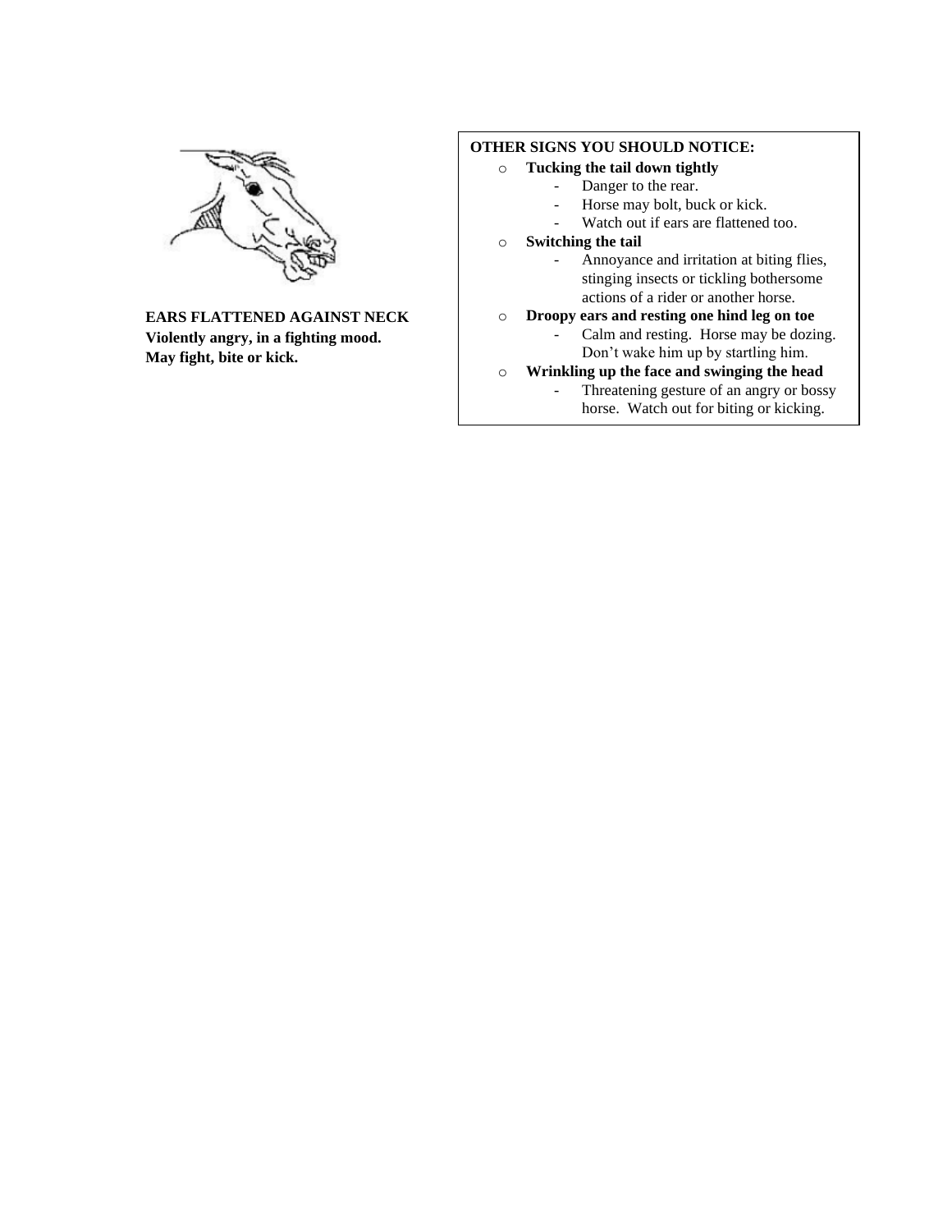**EARS FLATTENED AGAINST NECK**
**Violently angry, in a fighting mood.**
**May fight, bite or kick.**

**OTHER SIGNS YOU SHOULD NOTICE:**

- **Tucking the tail down tightly**
  - Danger to the rear.
  - Horse may bolt, buck or kick.
  - Watch out if ears are flattened too.
- **Switching the tail**
  - Annoyance and irritation at biting flies, stinging insects or tickling bothersome actions of a rider or another horse.
- **Droopy ears and resting one hind leg on toe**
  - Calm and resting. Horse may be dozing. Don't wake him up by startling him.
- **Wrinkling up the face and swinging the head**
  - Threatening gesture of an angry or bossy horse. Watch out for biting or kicking.